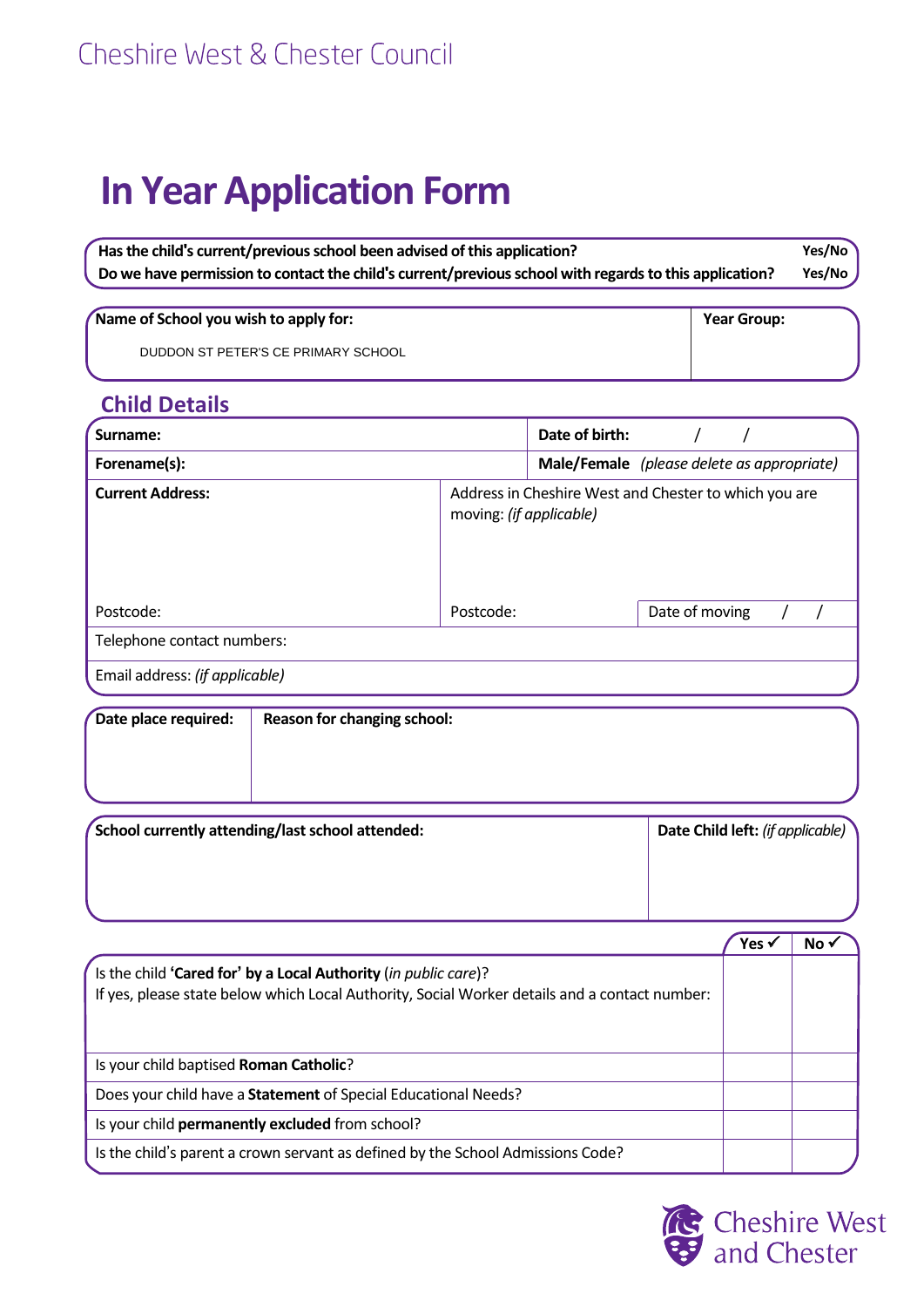Cheshire West & Chester Council

# In Year Application Form

| | |
|---|---|
| **Has the child's current/previous school been advised of this application?** | **Yes/No** |
| **Do we have permission to contact the child's current/previous school with regards to this application?** | **Yes/No** |

| **Name of School you wish to apply for:** | **Year Group:** |
|---|---|
| DUDDON ST PETER'S CE PRIMARY SCHOOL | |

## Child Details

| | | |
|---|---|---|
| **Surname:** | **Date of birth:** / / | |
| **Forename(s):** | **Male/Female** *(please delete as appropriate)* | |
| **Current Address:** | Address in Cheshire West and Chester to which you are moving: *(if applicable)* | |
| Postcode: | Postcode: | Date of moving / / |
| Telephone contact numbers: | | |
| Email address: *(if applicable)* | | |

| **Date place required:** | **Reason for changing school:** |
|---|---|
| | |

| **School currently attending/last school attended:** | **Date Child left:** *(if applicable)* |
|---|---|
| | |

| | Yes ✓ | No ✓ |
|---|---|---|
| Is the child **'Cared for' by a Local Authority** (*in public care*)?<br>If yes, please state below which Local Authority, Social Worker details and a contact number: | | |
| Is your child baptised **Roman Catholic**? | | |
| Does your child have a **Statement** of Special Educational Needs? | | |
| Is your child **permanently excluded** from school? | | |
| Is the child's parent a crown servant as defined by the School Admissions Code? | | |

Cheshire West and Chester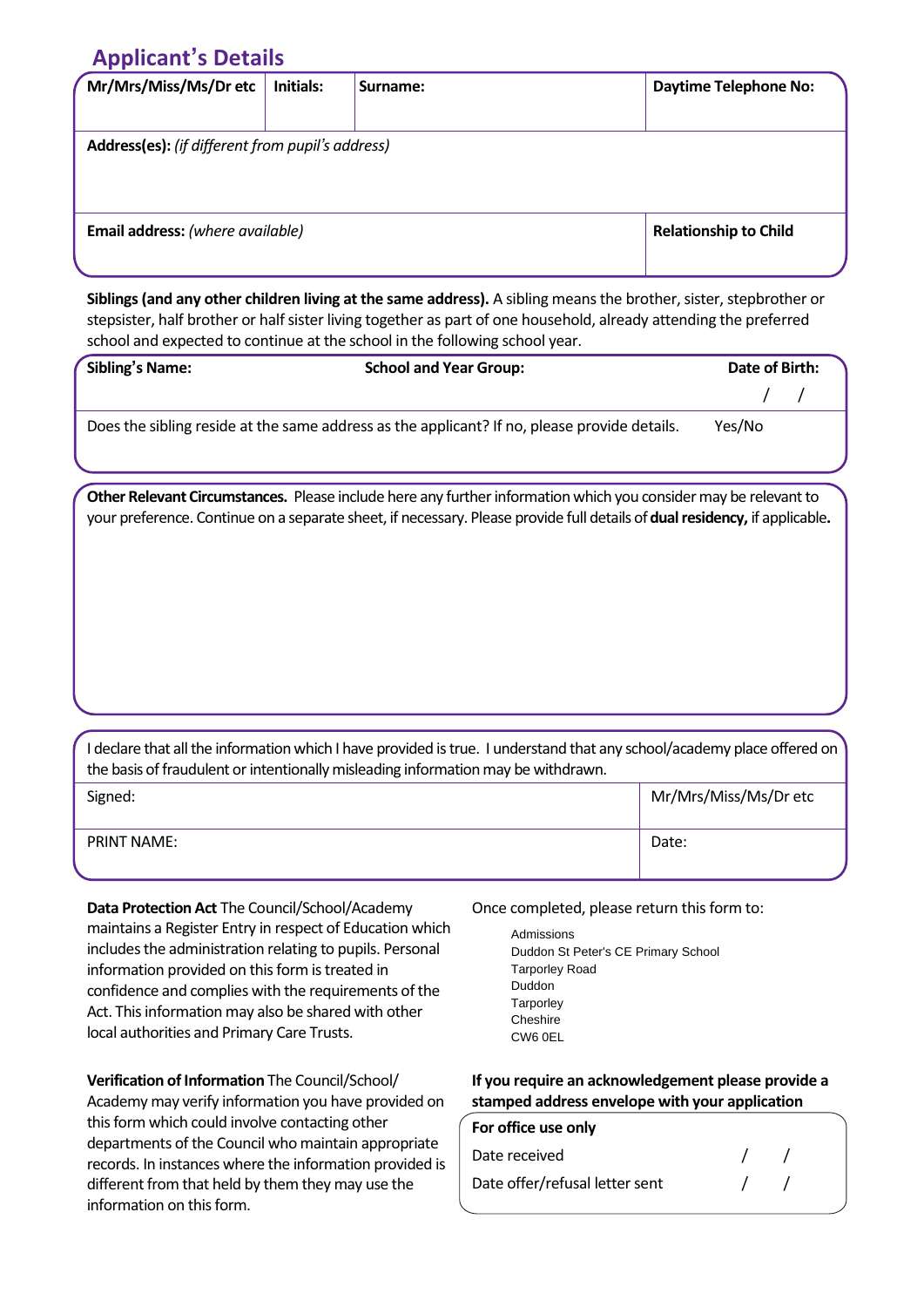## Applicant's Details

| Mr/Mrs/Miss/Ms/Dr etc | Initials: | Surname: | Daytime Telephone No: |
|---|---|---|---|
| **Address(es):** *(if different from pupil's address)* | | | |
| **Email address:** *(where available)* | | | **Relationship to Child** |

**Siblings (and any other children living at the same address).** A sibling means the brother, sister, stepbrother or stepsister, half brother or half sister living together as part of one household, already attending the preferred school and expected to continue at the school in the following school year.

| Sibling's Name: | School and Year Group: | Date of Birth: |
|---|---|---|
| | | / / |
| Does the sibling reside at the same address as the applicant? If no, please provide details. | | Yes/No |

**Other Relevant Circumstances.** Please include here any further information which you consider may be relevant to your preference. Continue on a separate sheet, if necessary. Please provide full details of **dual residency,** if applicable.

I declare that all the information which I have provided is true. I understand that any school/academy place offered on the basis of fraudulent or intentionally misleading information may be withdrawn.

| | |
|---|---|
| Signed: | Mr/Mrs/Miss/Ms/Dr etc |
| PRINT NAME: | Date: |

**Data Protection Act** The Council/School/Academy maintains a Register Entry in respect of Education which includes the administration relating to pupils. Personal information provided on this form is treated in confidence and complies with the requirements of the Act. This information may also be shared with other local authorities and Primary Care Trusts.

**Verification of Information** The Council/School/ Academy may verify information you have provided on this form which could involve contacting other departments of the Council who maintain appropriate records. In instances where the information provided is different from that held by them they may use the information on this form.

Once completed, please return this form to:

Admissions
Duddon St Peter's CE Primary School
Tarporley Road
Duddon
Tarporley
Cheshire
CW6 0EL

**If you require an acknowledgement please provide a stamped address envelope with your application**

| **For office use only** | |
|---|---|
| Date received | / / |
| Date offer/refusal letter sent | / / |